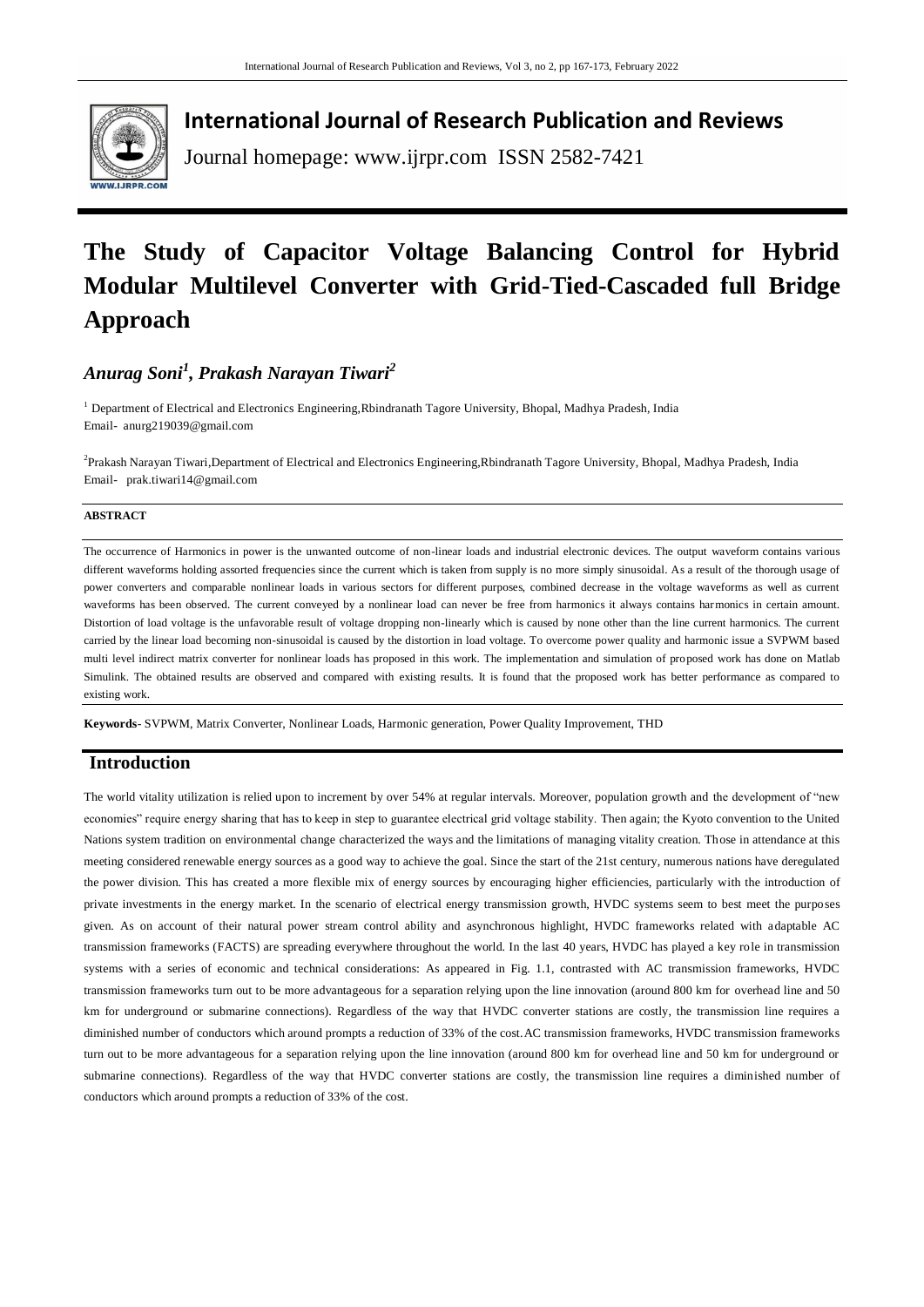# International Journal of Research Publication and Reviews

Journal homepage: www.ijrpr.com ISSN 2582-7421

# The Study of Capacitor Voltage Balancing Control for Hybrid Modular Multilevel Converter with Grid-Tied-Cascaded full Bridge Approach

***Anurag Soni[1], Prakash Narayan Tiwari[2]***

[1] Department of Electrical and Electronics Engineering,Rbindranath Tagore University, Bhopal, Madhya Pradesh, India
Email- anurg219039@gmail.com

[2]Prakash Narayan Tiwari,Department of Electrical and Electronics Engineering,Rbindranath Tagore University, Bhopal, Madhya Pradesh, India
Email- prak.tiwari14@gmail.com

**ABSTRACT**

The occurrence of Harmonics in power is the unwanted outcome of non-linear loads and industrial electronic devices. The output waveform contains various different waveforms holding assorted frequencies since the current which is taken from supply is no more simply sinusoidal. As a result of the thorough usage of power converters and comparable nonlinear loads in various sectors for different purposes, combined decrease in the voltage waveforms as well as current waveforms has been observed. The current conveyed by a nonlinear load can never be free from harmonics it always contains harmonics in certain amount. Distortion of load voltage is the unfavorable result of voltage dropping non-linearly which is caused by none other than the line current harmonics. The current carried by the linear load becoming non-sinusoidal is caused by the distortion in load voltage. To overcome power quality and harmonic issue a SVPWM based multi level indirect matrix converter for nonlinear loads has proposed in this work. The implementation and simulation of proposed work has done on Matlab Simulink. The obtained results are observed and compared with existing results. It is found that the proposed work has better performance as compared to existing work.

**Keywords**- SVPWM, Matrix Converter, Nonlinear Loads, Harmonic generation, Power Quality Improvement, THD

## Introduction

The world vitality utilization is relied upon to increment by over 54% at regular intervals. Moreover, population growth and the development of "new economies" require energy sharing that has to keep in step to guarantee electrical grid voltage stability. Then again; the Kyoto convention to the United Nations system tradition on environmental change characterized the ways and the limitations of managing vitality creation. Those in attendance at this meeting considered renewable energy sources as a good way to achieve the goal. Since the start of the 21st century, numerous nations have deregulated the power division. This has created a more flexible mix of energy sources by encouraging higher efficiencies, particularly with the introduction of private investments in the energy market. In the scenario of electrical energy transmission growth, HVDC systems seem to best meet the purposes given. As on account of their natural power stream control ability and asynchronous highlight, HVDC frameworks related with adaptable AC transmission frameworks (FACTS) are spreading everywhere throughout the world. In the last 40 years, HVDC has played a key role in transmission systems with a series of economic and technical considerations: As appeared in Fig. 1.1, contrasted with AC transmission frameworks, HVDC transmission frameworks turn out to be more advantageous for a separation relying upon the line innovation (around 800 km for overhead line and 50 km for underground or submarine connections). Regardless of the way that HVDC converter stations are costly, the transmission line requires a diminished number of conductors which around prompts a reduction of 33% of the cost.AC transmission frameworks, HVDC transmission frameworks turn out to be more advantageous for a separation relying upon the line innovation (around 800 km for overhead line and 50 km for underground or submarine connections). Regardless of the way that HVDC converter stations are costly, the transmission line requires a diminished number of conductors which around prompts a reduction of 33% of the cost.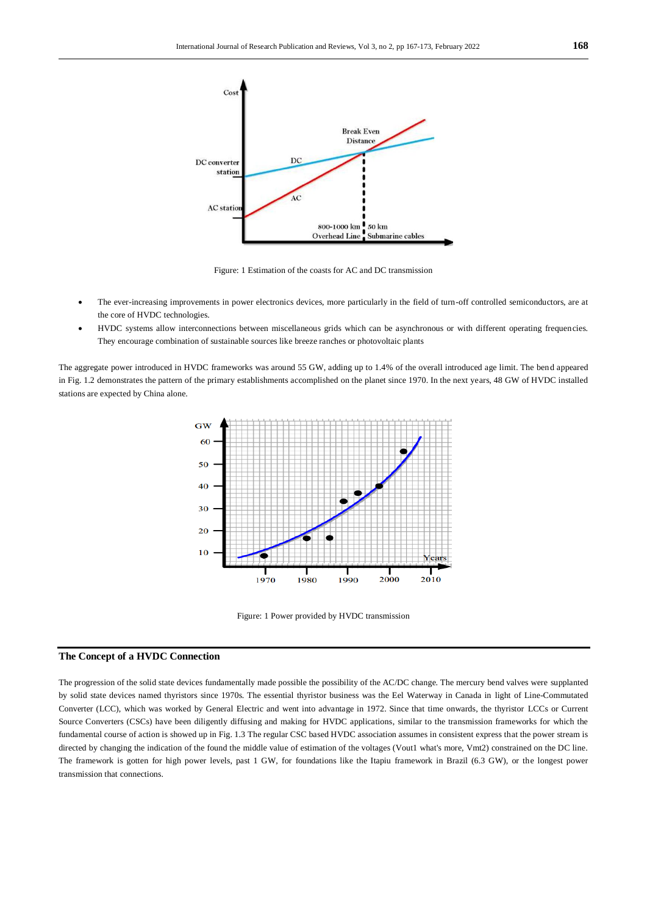Cost

Break Even
Distance

DC converter
station

DC

AC

AC station

800-1000 km
Overhead Line

50 km
Submarine cables

Figure: 1 Estimation of the coasts for AC and DC transmission

- The ever-increasing improvements in power electronics devices, more particularly in the field of turn-off controlled semiconductors, are at the core of HVDC technologies.
- HVDC systems allow interconnections between miscellaneous grids which can be asynchronous or with different operating frequencies. They encourage combination of sustainable sources like breeze ranches or photovoltaic plants

The aggregate power introduced in HVDC frameworks was around 55 GW, adding up to 1.4% of the overall introduced age limit. The bend appeared in Fig. 1.2 demonstrates the pattern of the primary establishments accomplished on the planet since 1970. In the next years, 48 GW of HVDC installed stations are expected by China alone.

GW

60

50

40

30

20

10

Years

1970

1980

1990

2000

2010

Figure: 1 Power provided by HVDC transmission

## The Concept of a HVDC Connection

The progression of the solid state devices fundamentally made possible the possibility of the AC/DC change. The mercury bend valves were supplanted by solid state devices named thyristors since 1970s. The essential thyristor business was the Eel Waterway in Canada in light of Line-Commutated Converter (LCC), which was worked by General Electric and went into advantage in 1972. Since that time onwards, the thyristor LCCs or Current Source Converters (CSCs) have been diligently diffusing and making for HVDC applications, similar to the transmission frameworks for which the fundamental course of action is showed up in Fig. 1.3 The regular CSC based HVDC association assumes in consistent express that the power stream is directed by changing the indication of the found the middle value of estimation of the voltages (Vout1 what's more, Vmt2) constrained on the DC line. The framework is gotten for high power levels, past 1 GW, for foundations like the Itapiu framework in Brazil (6.3 GW), or the longest power transmission that connections.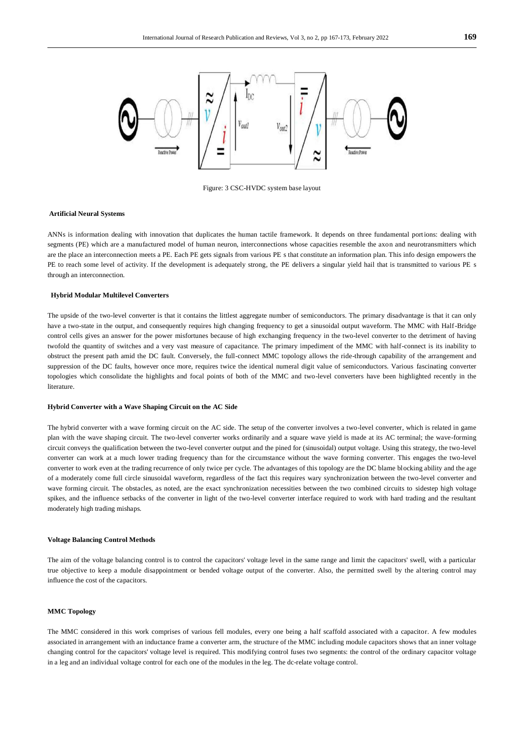Figure: 3 CSC-HVDC system base layout

**Artificial Neural Systems**

ANNs is information dealing with innovation that duplicates the human tactile framework. It depends on three fundamental portions: dealing with segments (PE) which are a manufactured model of human neuron, interconnections whose capacities resemble the axon and neurotransmitters which are the place an interconnection meets a PE. Each PE gets signals from various PE s that constitute an information plan. This info design empowers the PE to reach some level of activity. If the development is adequately strong, the PE delivers a singular yield hail that is transmitted to various PE s through an interconnection.

**Hybrid Modular Multilevel Converters**

The upside of the two-level converter is that it contains the littlest aggregate number of semiconductors. The primary disadvantage is that it can only have a two-state in the output, and consequently requires high changing frequency to get a sinusoidal output waveform. The MMC with Half-Bridge control cells gives an answer for the power misfortunes because of high exchanging frequency in the two-level converter to the detriment of having twofold the quantity of switches and a very vast measure of capacitance. The primary impediment of the MMC with half-connect is its inability to obstruct the present path amid the DC fault. Conversely, the full-connect MMC topology allows the ride-through capability of the arrangement and suppression of the DC faults, however once more, requires twice the identical numeral digit value of semiconductors. Various fascinating converter topologies which consolidate the highlights and focal points of both of the MMC and two-level converters have been highlighted recently in the literature.

**Hybrid Converter with a Wave Shaping Circuit on the AC Side**

The hybrid converter with a wave forming circuit on the AC side. The setup of the converter involves a two-level converter, which is related in game plan with the wave shaping circuit. The two-level converter works ordinarily and a square wave yield is made at its AC terminal; the wave-forming circuit conveys the qualification between the two-level converter output and the pined for (sinusoidal) output voltage. Using this strategy, the two-level converter can work at a much lower trading frequency than for the circumstance without the wave forming converter. This engages the two-level converter to work even at the trading recurrence of only twice per cycle. The advantages of this topology are the DC blame blocking ability and the age of a moderately come full circle sinusoidal waveform, regardless of the fact this requires wary synchronization between the two-level converter and wave forming circuit. The obstacles, as noted, are the exact synchronization necessities between the two combined circuits to sidestep high voltage spikes, and the influence setbacks of the converter in light of the two-level converter interface required to work with hard trading and the resultant moderately high trading mishaps.

**Voltage Balancing Control Methods**

The aim of the voltage balancing control is to control the capacitors' voltage level in the same range and limit the capacitors' swell, with a particular true objective to keep a module disappointment or bended voltage output of the converter. Also, the permitted swell by the altering control may influence the cost of the capacitors.

**MMC Topology**

The MMC considered in this work comprises of various fell modules, every one being a half scaffold associated with a capacitor. A few modules associated in arrangement with an inductance frame a converter arm, the structure of the MMC including module capacitors shows that an inner voltage changing control for the capacitors' voltage level is required. This modifying control fuses two segments: the control of the ordinary capacitor voltage in a leg and an individual voltage control for each one of the modules in the leg. The dc-relate voltage control.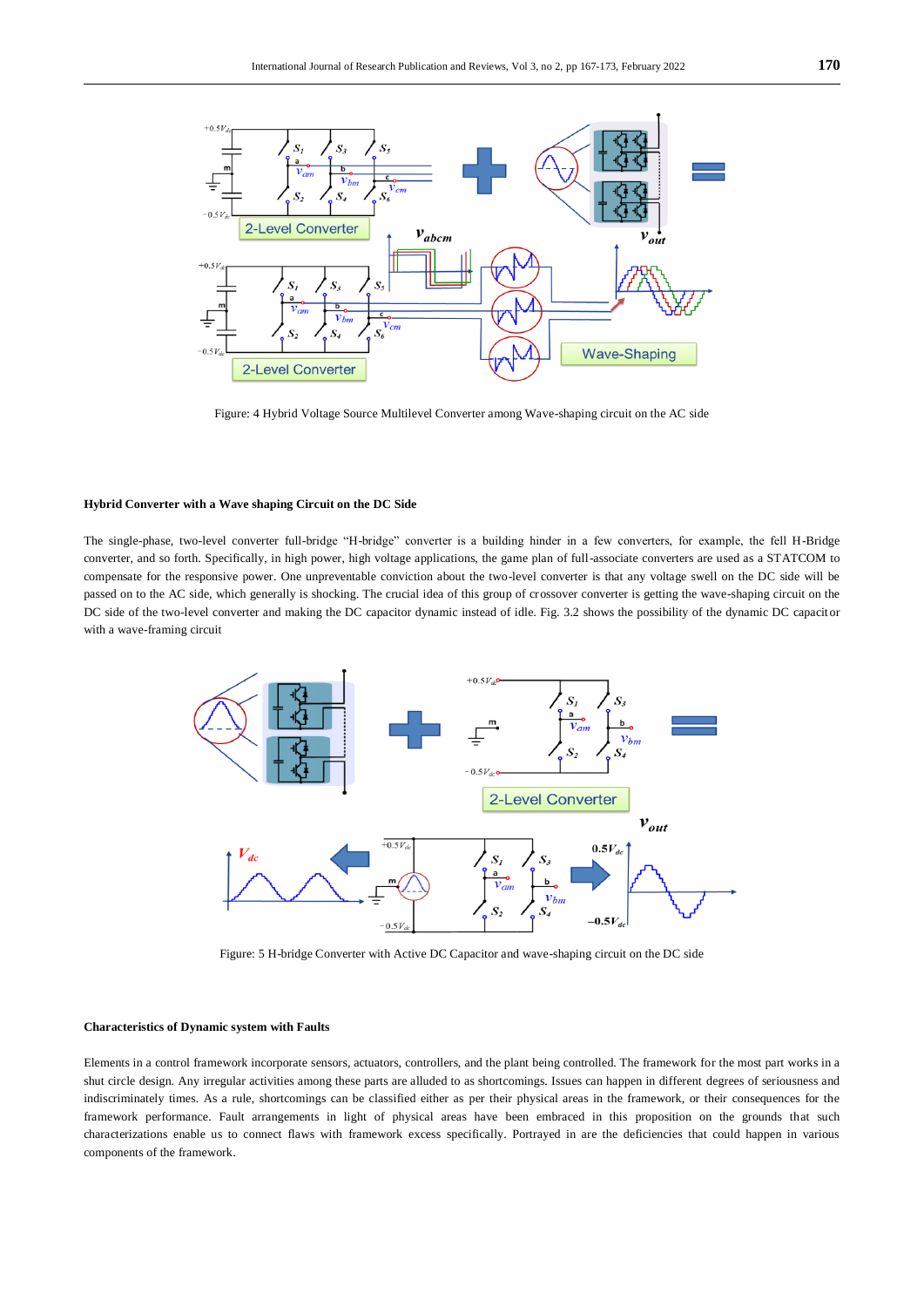Figure: 4 Hybrid Voltage Source Multilevel Converter among Wave-shaping circuit on the AC side

**Hybrid Converter with a Wave shaping Circuit on the DC Side**

The single-phase, two-level converter full-bridge "H-bridge" converter is a building hinder in a few converters, for example, the fell H-Bridge converter, and so forth. Specifically, in high power, high voltage applications, the game plan of full-associate converters are used as a STATCOM to compensate for the responsive power. One unpreventable conviction about the two-level converter is that any voltage swell on the DC side will be passed on to the AC side, which generally is shocking. The crucial idea of this group of crossover converter is getting the wave-shaping circuit on the DC side of the two-level converter and making the DC capacitor dynamic instead of idle. Fig. 3.2 shows the possibility of the dynamic DC capacitor with a wave-framing circuit

Figure: 5 H-bridge Converter with Active DC Capacitor and wave-shaping circuit on the DC side

**Characteristics of Dynamic system with Faults**

Elements in a control framework incorporate sensors, actuators, controllers, and the plant being controlled. The framework for the most part works in a shut circle design. Any irregular activities among these parts are alluded to as shortcomings. Issues can happen in different degrees of seriousness and indiscriminately times. As a rule, shortcomings can be classified either as per their physical areas in the framework, or their consequences for the framework performance. Fault arrangements in light of physical areas have been embraced in this proposition on the grounds that such characterizations enable us to connect flaws with framework excess specifically. Portrayed in are the deficiencies that could happen in various components of the framework.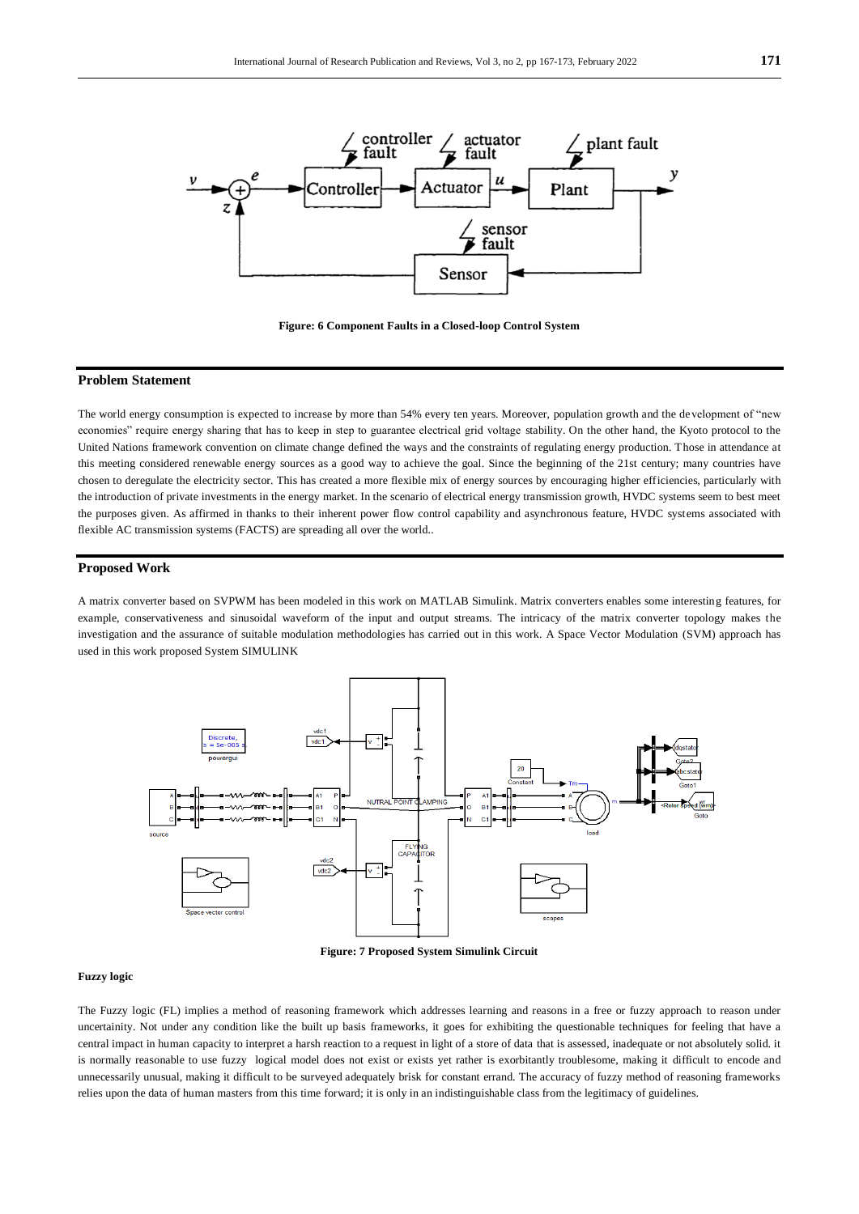Figure: 6 Component Faults in a Closed-loop Control System

## Problem Statement

The world energy consumption is expected to increase by more than 54% every ten years. Moreover, population growth and the development of "new economies" require energy sharing that has to keep in step to guarantee electrical grid voltage stability. On the other hand, the Kyoto protocol to the United Nations framework convention on climate change defined the ways and the constraints of regulating energy production. Those in attendance at this meeting considered renewable energy sources as a good way to achieve the goal. Since the beginning of the 21st century; many countries have chosen to deregulate the electricity sector. This has created a more flexible mix of energy sources by encouraging higher efficiencies, particularly with the introduction of private investments in the energy market. In the scenario of electrical energy transmission growth, HVDC systems seem to best meet the purposes given. As affirmed in thanks to their inherent power flow control capability and asynchronous feature, HVDC systems associated with flexible AC transmission systems (FACTS) are spreading all over the world..

## Proposed Work

A matrix converter based on SVPWM has been modeled in this work on MATLAB Simulink. Matrix converters enables some interesting features, for example, conservativeness and sinusoidal waveform of the input and output streams. The intricacy of the matrix converter topology makes the investigation and the assurance of suitable modulation methodologies has carried out in this work. A Space Vector Modulation (SVM) approach has used in this work proposed System SIMULINK

Figure: 7 Proposed System Simulink Circuit

### Fuzzy logic

The Fuzzy logic (FL) implies a method of reasoning framework which addresses learning and reasons in a free or fuzzy approach to reason under uncertainity. Not under any condition like the built up basis frameworks, it goes for exhibiting the questionable techniques for feeling that have a central impact in human capacity to interpret a harsh reaction to a request in light of a store of data that is assessed, inadequate or not absolutely solid. it is normally reasonable to use fuzzy logical model does not exist or exists yet rather is exorbitantly troublesome, making it difficult to encode and unnecessarily unusual, making it difficult to be surveyed adequately brisk for constant errand. The accuracy of fuzzy method of reasoning frameworks relies upon the data of human masters from this time forward; it is only in an indistinguishable class from the legitimacy of guidelines.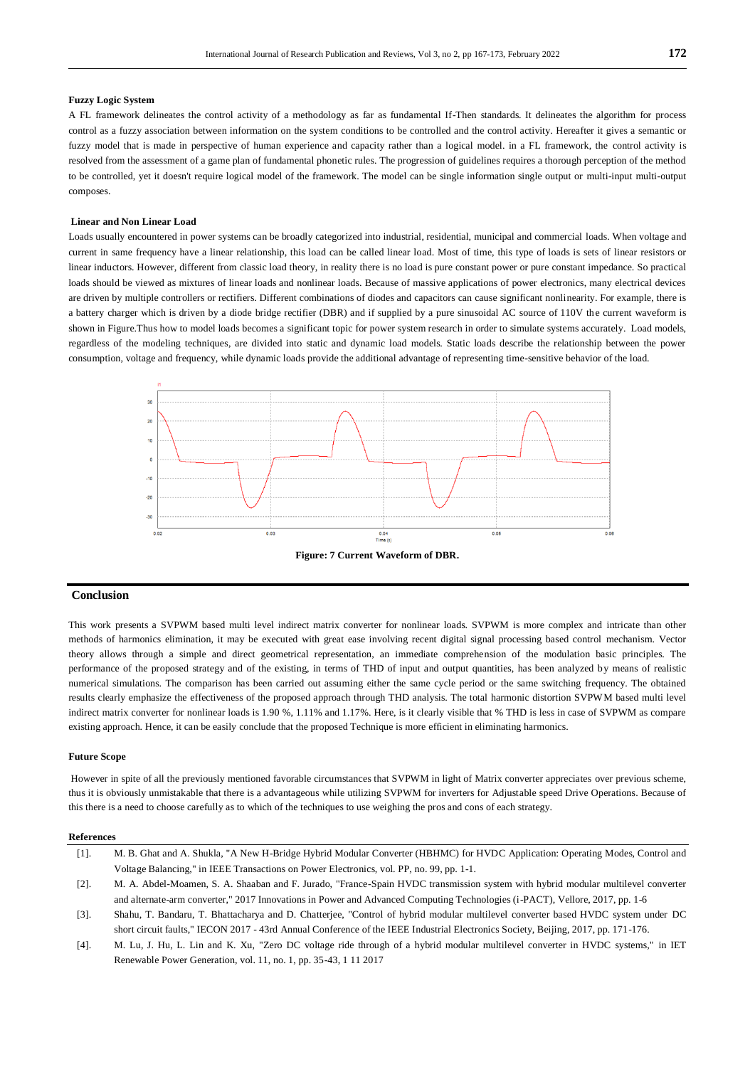**Fuzzy Logic System**

A FL framework delineates the control activity of a methodology as far as fundamental If-Then standards. It delineates the algorithm for process control as a fuzzy association between information on the system conditions to be controlled and the control activity. Hereafter it gives a semantic or fuzzy model that is made in perspective of human experience and capacity rather than a logical model. in a FL framework, the control activity is resolved from the assessment of a game plan of fundamental phonetic rules. The progression of guidelines requires a thorough perception of the method to be controlled, yet it doesn't require logical model of the framework. The model can be single information single output or multi-input multi-output composes.

**Linear and Non Linear Load**

Loads usually encountered in power systems can be broadly categorized into industrial, residential, municipal and commercial loads. When voltage and current in same frequency have a linear relationship, this load can be called linear load. Most of time, this type of loads is sets of linear resistors or linear inductors. However, different from classic load theory, in reality there is no load is pure constant power or pure constant impedance. So practical loads should be viewed as mixtures of linear loads and nonlinear loads. Because of massive applications of power electronics, many electrical devices are driven by multiple controllers or rectifiers. Different combinations of diodes and capacitors can cause significant nonlinearity. For example, there is a battery charger which is driven by a diode bridge rectifier (DBR) and if supplied by a pure sinusoidal AC source of 110V the current waveform is shown in Figure.Thus how to model loads becomes a significant topic for power system research in order to simulate systems accurately. Load models, regardless of the modeling techniques, are divided into static and dynamic load models. Static loads describe the relationship between the power consumption, voltage and frequency, while dynamic loads provide the additional advantage of representing time-sensitive behavior of the load.

**Figure: 7 Current Waveform of DBR.**

## Conclusion

This work presents a SVPWM based multi level indirect matrix converter for nonlinear loads. SVPWM is more complex and intricate than other methods of harmonics elimination, it may be executed with great ease involving recent digital signal processing based control mechanism. Vector theory allows through a simple and direct geometrical representation, an immediate comprehension of the modulation basic principles. The performance of the proposed strategy and of the existing, in terms of THD of input and output quantities, has been analyzed by means of realistic numerical simulations. The comparison has been carried out assuming either the same cycle period or the same switching frequency. The obtained results clearly emphasize the effectiveness of the proposed approach through THD analysis. The total harmonic distortion SVPWM based multi level indirect matrix converter for nonlinear loads is 1.90 %, 1.11% and 1.17%. Here, is it clearly visible that % THD is less in case of SVPWM as compare existing approach. Hence, it can be easily conclude that the proposed Technique is more efficient in eliminating harmonics.

**Future Scope**

However in spite of all the previously mentioned favorable circumstances that SVPWM in light of Matrix converter appreciates over previous scheme, thus it is obviously unmistakable that there is a advantageous while utilizing SVPWM for inverters for Adjustable speed Drive Operations. Because of this there is a need to choose carefully as to which of the techniques to use weighing the pros and cons of each strategy.

**References**

[1]. M. B. Ghat and A. Shukla, "A New H-Bridge Hybrid Modular Converter (HBHMC) for HVDC Application: Operating Modes, Control and Voltage Balancing," in IEEE Transactions on Power Electronics, vol. PP, no. 99, pp. 1-1.

[2]. M. A. Abdel-Moamen, S. A. Shaaban and F. Jurado, "France-Spain HVDC transmission system with hybrid modular multilevel converter and alternate-arm converter," 2017 Innovations in Power and Advanced Computing Technologies (i-PACT), Vellore, 2017, pp. 1-6

[3]. Shahu, T. Bandaru, T. Bhattacharya and D. Chatterjee, "Control of hybrid modular multilevel converter based HVDC system under DC short circuit faults," IECON 2017 - 43rd Annual Conference of the IEEE Industrial Electronics Society, Beijing, 2017, pp. 171-176.

[4]. M. Lu, J. Hu, L. Lin and K. Xu, "Zero DC voltage ride through of a hybrid modular multilevel converter in HVDC systems," in IET Renewable Power Generation, vol. 11, no. 1, pp. 35-43, 1 11 2017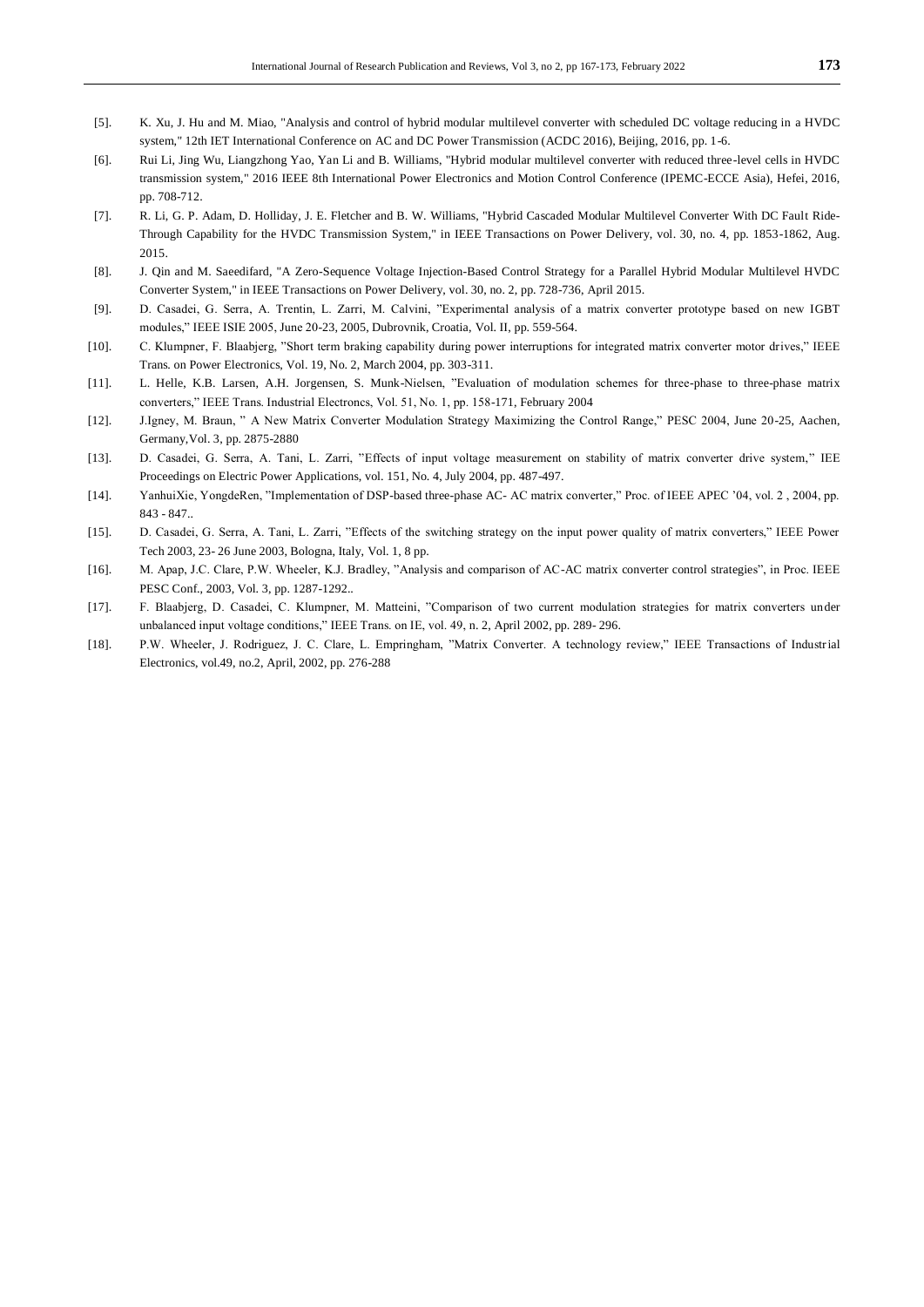[5]. K. Xu, J. Hu and M. Miao, "Analysis and control of hybrid modular multilevel converter with scheduled DC voltage reducing in a HVDC system," 12th IET International Conference on AC and DC Power Transmission (ACDC 2016), Beijing, 2016, pp. 1-6.

[6]. Rui Li, Jing Wu, Liangzhong Yao, Yan Li and B. Williams, "Hybrid modular multilevel converter with reduced three-level cells in HVDC transmission system," 2016 IEEE 8th International Power Electronics and Motion Control Conference (IPEMC-ECCE Asia), Hefei, 2016, pp. 708-712.

[7]. R. Li, G. P. Adam, D. Holliday, J. E. Fletcher and B. W. Williams, "Hybrid Cascaded Modular Multilevel Converter With DC Fault Ride-Through Capability for the HVDC Transmission System," in IEEE Transactions on Power Delivery, vol. 30, no. 4, pp. 1853-1862, Aug. 2015.

[8]. J. Qin and M. Saeedifard, "A Zero-Sequence Voltage Injection-Based Control Strategy for a Parallel Hybrid Modular Multilevel HVDC Converter System," in IEEE Transactions on Power Delivery, vol. 30, no. 2, pp. 728-736, April 2015.

[9]. D. Casadei, G. Serra, A. Trentin, L. Zarri, M. Calvini, "Experimental analysis of a matrix converter prototype based on new IGBT modules," IEEE ISIE 2005, June 20-23, 2005, Dubrovnik, Croatia, Vol. II, pp. 559-564.

[10]. C. Klumpner, F. Blaabjerg, "Short term braking capability during power interruptions for integrated matrix converter motor drives," IEEE Trans. on Power Electronics, Vol. 19, No. 2, March 2004, pp. 303-311.

[11]. L. Helle, K.B. Larsen, A.H. Jorgensen, S. Munk-Nielsen, "Evaluation of modulation schemes for three-phase to three-phase matrix converters," IEEE Trans. Industrial Electroncs, Vol. 51, No. 1, pp. 158-171, February 2004

[12]. J.Igney, M. Braun, " A New Matrix Converter Modulation Strategy Maximizing the Control Range," PESC 2004, June 20-25, Aachen, Germany,Vol. 3, pp. 2875-2880

[13]. D. Casadei, G. Serra, A. Tani, L. Zarri, "Effects of input voltage measurement on stability of matrix converter drive system," IEE Proceedings on Electric Power Applications, vol. 151, No. 4, July 2004, pp. 487-497.

[14]. YanhuiXie, YongdeRen, "Implementation of DSP-based three-phase AC- AC matrix converter," Proc. of IEEE APEC '04, vol. 2 , 2004, pp. 843 - 847..

[15]. D. Casadei, G. Serra, A. Tani, L. Zarri, "Effects of the switching strategy on the input power quality of matrix converters," IEEE Power Tech 2003, 23- 26 June 2003, Bologna, Italy, Vol. 1, 8 pp.

[16]. M. Apap, J.C. Clare, P.W. Wheeler, K.J. Bradley, "Analysis and comparison of AC-AC matrix converter control strategies", in Proc. IEEE PESC Conf., 2003, Vol. 3, pp. 1287-1292..

[17]. F. Blaabjerg, D. Casadei, C. Klumpner, M. Matteini, "Comparison of two current modulation strategies for matrix converters under unbalanced input voltage conditions," IEEE Trans. on IE, vol. 49, n. 2, April 2002, pp. 289- 296.

[18]. P.W. Wheeler, J. Rodriguez, J. C. Clare, L. Empringham, "Matrix Converter. A technology review," IEEE Transactions of Industrial Electronics, vol.49, no.2, April, 2002, pp. 276-288